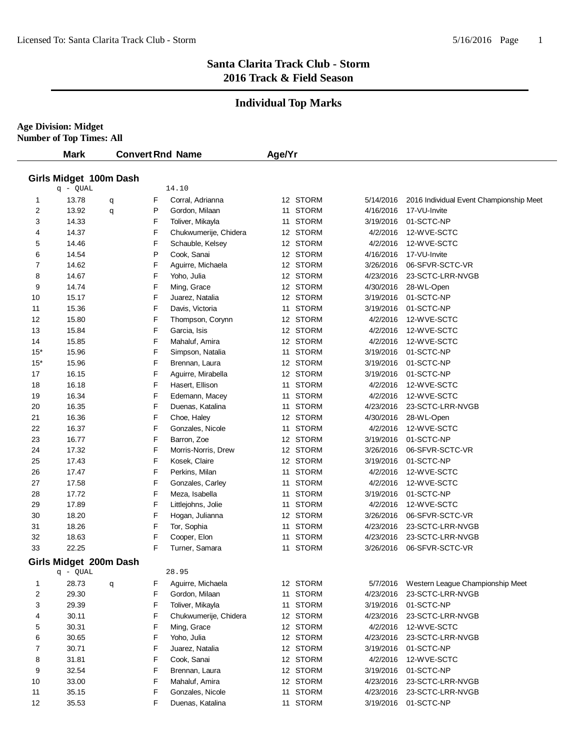# Santa Clarita Track Club - Storm
## 2016 Track & Field Season

## Individual Top Marks

**Age Division: Midget**
**Number of Top Times: All**

### Girls Midget 100m Dash

q - QUAL 14.10

| | Mark | Convert | Rnd | Name | Age/Yr | Team | Date | Meet |
|---|---|---|---|---|---|---|---|---|
| 1 | 13.78 | q | F | Corral, Adrianna | 12 | STORM | 5/14/2016 | 2016 Individual Event Championship Meet |
| 2 | 13.92 | q | P | Gordon, Milaan | 11 | STORM | 4/16/2016 | 17-VU-Invite |
| 3 | 14.33 | | F | Toliver, Mikayla | 11 | STORM | 3/19/2016 | 01-SCTC-NP |
| 4 | 14.37 | | F | Chukwumerije, Chidera | 12 | STORM | 4/2/2016 | 12-WVE-SCTC |
| 5 | 14.46 | | F | Schauble, Kelsey | 12 | STORM | 4/2/2016 | 12-WVE-SCTC |
| 6 | 14.54 | | P | Cook, Sanai | 12 | STORM | 4/16/2016 | 17-VU-Invite |
| 7 | 14.62 | | F | Aguirre, Michaela | 12 | STORM | 3/26/2016 | 06-SFVR-SCTC-VR |
| 8 | 14.67 | | F | Yoho, Julia | 12 | STORM | 4/23/2016 | 23-SCTC-LRR-NVGB |
| 9 | 14.74 | | F | Ming, Grace | 12 | STORM | 4/30/2016 | 28-WL-Open |
| 10 | 15.17 | | F | Juarez, Natalia | 12 | STORM | 3/19/2016 | 01-SCTC-NP |
| 11 | 15.36 | | F | Davis, Victoria | 11 | STORM | 3/19/2016 | 01-SCTC-NP |
| 12 | 15.80 | | F | Thompson, Corynn | 12 | STORM | 4/2/2016 | 12-WVE-SCTC |
| 13 | 15.84 | | F | Garcia, Isis | 12 | STORM | 4/2/2016 | 12-WVE-SCTC |
| 14 | 15.85 | | F | Mahaluf, Amira | 12 | STORM | 4/2/2016 | 12-WVE-SCTC |
| 15* | 15.96 | | F | Simpson, Natalia | 11 | STORM | 3/19/2016 | 01-SCTC-NP |
| 15* | 15.96 | | F | Brennan, Laura | 12 | STORM | 3/19/2016 | 01-SCTC-NP |
| 17 | 16.15 | | F | Aguirre, Mirabella | 12 | STORM | 3/19/2016 | 01-SCTC-NP |
| 18 | 16.18 | | F | Hasert, Ellison | 11 | STORM | 4/2/2016 | 12-WVE-SCTC |
| 19 | 16.34 | | F | Edemann, Macey | 11 | STORM | 4/2/2016 | 12-WVE-SCTC |
| 20 | 16.35 | | F | Duenas, Katalina | 11 | STORM | 4/23/2016 | 23-SCTC-LRR-NVGB |
| 21 | 16.36 | | F | Choe, Haley | 12 | STORM | 4/30/2016 | 28-WL-Open |
| 22 | 16.37 | | F | Gonzales, Nicole | 11 | STORM | 4/2/2016 | 12-WVE-SCTC |
| 23 | 16.77 | | F | Barron, Zoe | 12 | STORM | 3/19/2016 | 01-SCTC-NP |
| 24 | 17.32 | | F | Morris-Norris, Drew | 12 | STORM | 3/26/2016 | 06-SFVR-SCTC-VR |
| 25 | 17.43 | | F | Kosek, Claire | 12 | STORM | 3/19/2016 | 01-SCTC-NP |
| 26 | 17.47 | | F | Perkins, Milan | 11 | STORM | 4/2/2016 | 12-WVE-SCTC |
| 27 | 17.58 | | F | Gonzales, Carley | 11 | STORM | 4/2/2016 | 12-WVE-SCTC |
| 28 | 17.72 | | F | Meza, Isabella | 11 | STORM | 3/19/2016 | 01-SCTC-NP |
| 29 | 17.89 | | F | Littlejohns, Jolie | 11 | STORM | 4/2/2016 | 12-WVE-SCTC |
| 30 | 18.20 | | F | Hogan, Julianna | 12 | STORM | 3/26/2016 | 06-SFVR-SCTC-VR |
| 31 | 18.26 | | F | Tor, Sophia | 11 | STORM | 4/23/2016 | 23-SCTC-LRR-NVGB |
| 32 | 18.63 | | F | Cooper, Elon | 11 | STORM | 4/23/2016 | 23-SCTC-LRR-NVGB |
| 33 | 22.25 | | F | Turner, Samara | 11 | STORM | 3/26/2016 | 06-SFVR-SCTC-VR |

### Girls Midget 200m Dash

q - QUAL 28.95

| | Mark | Convert | Rnd | Name | Age/Yr | Team | Date | Meet |
|---|---|---|---|---|---|---|---|---|
| 1 | 28.73 | q | F | Aguirre, Michaela | 12 | STORM | 5/7/2016 | Western League Championship Meet |
| 2 | 29.30 | | F | Gordon, Milaan | 11 | STORM | 4/23/2016 | 23-SCTC-LRR-NVGB |
| 3 | 29.39 | | F | Toliver, Mikayla | 11 | STORM | 3/19/2016 | 01-SCTC-NP |
| 4 | 30.11 | | F | Chukwumerije, Chidera | 12 | STORM | 4/23/2016 | 23-SCTC-LRR-NVGB |
| 5 | 30.31 | | F | Ming, Grace | 12 | STORM | 4/2/2016 | 12-WVE-SCTC |
| 6 | 30.65 | | F | Yoho, Julia | 12 | STORM | 4/23/2016 | 23-SCTC-LRR-NVGB |
| 7 | 30.71 | | F | Juarez, Natalia | 12 | STORM | 3/19/2016 | 01-SCTC-NP |
| 8 | 31.81 | | F | Cook, Sanai | 12 | STORM | 4/2/2016 | 12-WVE-SCTC |
| 9 | 32.54 | | F | Brennan, Laura | 12 | STORM | 3/19/2016 | 01-SCTC-NP |
| 10 | 33.00 | | F | Mahaluf, Amira | 12 | STORM | 4/23/2016 | 23-SCTC-LRR-NVGB |
| 11 | 35.15 | | F | Gonzales, Nicole | 11 | STORM | 4/23/2016 | 23-SCTC-LRR-NVGB |
| 12 | 35.53 | | F | Duenas, Katalina | 11 | STORM | 3/19/2016 | 01-SCTC-NP |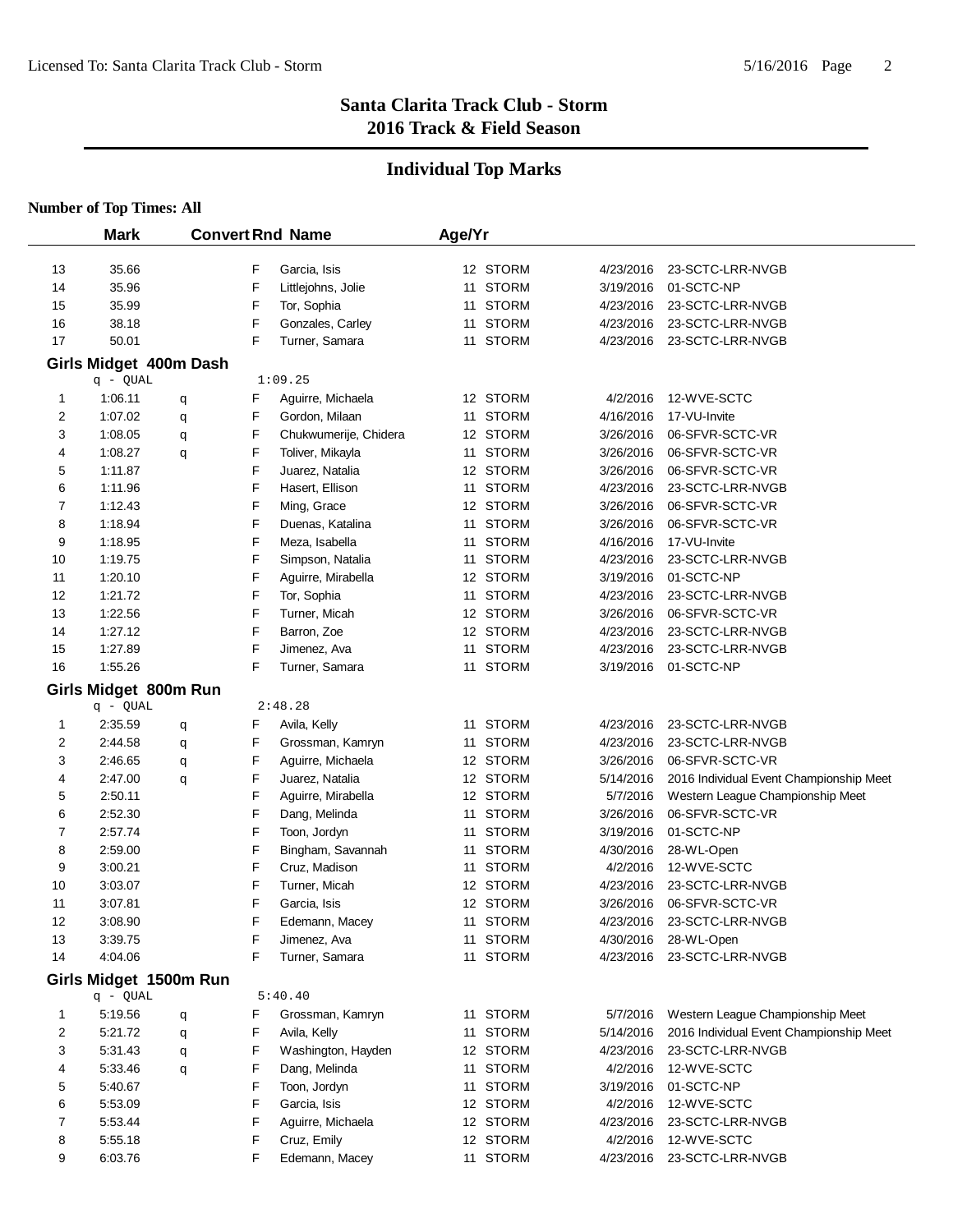# Santa Clarita Track Club - Storm
## 2016 Track & Field Season

## Individual Top Marks

**Number of Top Times: All**

| | Mark | Convert | Rnd | Name | Age/Yr | Team | Date | Meet |
|---|---|---|---|---|---|---|---|---|
| 13 | 35.66 | | F | Garcia, Isis | 12 | STORM | 4/23/2016 | 23-SCTC-LRR-NVGB |
| 14 | 35.96 | | F | Littlejohns, Jolie | 11 | STORM | 3/19/2016 | 01-SCTC-NP |
| 15 | 35.99 | | F | Tor, Sophia | 11 | STORM | 4/23/2016 | 23-SCTC-LRR-NVGB |
| 16 | 38.18 | | F | Gonzales, Carley | 11 | STORM | 4/23/2016 | 23-SCTC-LRR-NVGB |
| 17 | 50.01 | | F | Turner, Samara | 11 | STORM | 4/23/2016 | 23-SCTC-LRR-NVGB |

### Girls Midget 400m Dash

q - QUAL 1:09.25

| | Mark | Convert | Rnd | Name | Age/Yr | Team | Date | Meet |
|---|---|---|---|---|---|---|---|---|
| 1 | 1:06.11 | q | F | Aguirre, Michaela | 12 | STORM | 4/2/2016 | 12-WVE-SCTC |
| 2 | 1:07.02 | q | F | Gordon, Milaan | 11 | STORM | 4/16/2016 | 17-VU-Invite |
| 3 | 1:08.05 | q | F | Chukwumerije, Chidera | 12 | STORM | 3/26/2016 | 06-SFVR-SCTC-VR |
| 4 | 1:08.27 | q | F | Toliver, Mikayla | 11 | STORM | 3/26/2016 | 06-SFVR-SCTC-VR |
| 5 | 1:11.87 | | F | Juarez, Natalia | 12 | STORM | 3/26/2016 | 06-SFVR-SCTC-VR |
| 6 | 1:11.96 | | F | Hasert, Ellison | 11 | STORM | 4/23/2016 | 23-SCTC-LRR-NVGB |
| 7 | 1:12.43 | | F | Ming, Grace | 12 | STORM | 3/26/2016 | 06-SFVR-SCTC-VR |
| 8 | 1:18.94 | | F | Duenas, Katalina | 11 | STORM | 3/26/2016 | 06-SFVR-SCTC-VR |
| 9 | 1:18.95 | | F | Meza, Isabella | 11 | STORM | 4/16/2016 | 17-VU-Invite |
| 10 | 1:19.75 | | F | Simpson, Natalia | 11 | STORM | 4/23/2016 | 23-SCTC-LRR-NVGB |
| 11 | 1:20.10 | | F | Aguirre, Mirabella | 12 | STORM | 3/19/2016 | 01-SCTC-NP |
| 12 | 1:21.72 | | F | Tor, Sophia | 11 | STORM | 4/23/2016 | 23-SCTC-LRR-NVGB |
| 13 | 1:22.56 | | F | Turner, Micah | 12 | STORM | 3/26/2016 | 06-SFVR-SCTC-VR |
| 14 | 1:27.12 | | F | Barron, Zoe | 12 | STORM | 4/23/2016 | 23-SCTC-LRR-NVGB |
| 15 | 1:27.89 | | F | Jimenez, Ava | 11 | STORM | 4/23/2016 | 23-SCTC-LRR-NVGB |
| 16 | 1:55.26 | | F | Turner, Samara | 11 | STORM | 3/19/2016 | 01-SCTC-NP |

### Girls Midget 800m Run

q - QUAL 2:48.28

| | Mark | Convert | Rnd | Name | Age/Yr | Team | Date | Meet |
|---|---|---|---|---|---|---|---|---|
| 1 | 2:35.59 | q | F | Avila, Kelly | 11 | STORM | 4/23/2016 | 23-SCTC-LRR-NVGB |
| 2 | 2:44.58 | q | F | Grossman, Kamryn | 11 | STORM | 4/23/2016 | 23-SCTC-LRR-NVGB |
| 3 | 2:46.65 | q | F | Aguirre, Michaela | 12 | STORM | 3/26/2016 | 06-SFVR-SCTC-VR |
| 4 | 2:47.00 | q | F | Juarez, Natalia | 12 | STORM | 5/14/2016 | 2016 Individual Event Championship Meet |
| 5 | 2:50.11 | | F | Aguirre, Mirabella | 12 | STORM | 5/7/2016 | Western League Championship Meet |
| 6 | 2:52.30 | | F | Dang, Melinda | 11 | STORM | 3/26/2016 | 06-SFVR-SCTC-VR |
| 7 | 2:57.74 | | F | Toon, Jordyn | 11 | STORM | 3/19/2016 | 01-SCTC-NP |
| 8 | 2:59.00 | | F | Bingham, Savannah | 11 | STORM | 4/30/2016 | 28-WL-Open |
| 9 | 3:00.21 | | F | Cruz, Madison | 11 | STORM | 4/2/2016 | 12-WVE-SCTC |
| 10 | 3:03.07 | | F | Turner, Micah | 12 | STORM | 4/23/2016 | 23-SCTC-LRR-NVGB |
| 11 | 3:07.81 | | F | Garcia, Isis | 12 | STORM | 3/26/2016 | 06-SFVR-SCTC-VR |
| 12 | 3:08.90 | | F | Edemann, Macey | 11 | STORM | 4/23/2016 | 23-SCTC-LRR-NVGB |
| 13 | 3:39.75 | | F | Jimenez, Ava | 11 | STORM | 4/30/2016 | 28-WL-Open |
| 14 | 4:04.06 | | F | Turner, Samara | 11 | STORM | 4/23/2016 | 23-SCTC-LRR-NVGB |

### Girls Midget 1500m Run

q - QUAL 5:40.40

| | Mark | Convert | Rnd | Name | Age/Yr | Team | Date | Meet |
|---|---|---|---|---|---|---|---|---|
| 1 | 5:19.56 | q | F | Grossman, Kamryn | 11 | STORM | 5/7/2016 | Western League Championship Meet |
| 2 | 5:21.72 | q | F | Avila, Kelly | 11 | STORM | 5/14/2016 | 2016 Individual Event Championship Meet |
| 3 | 5:31.43 | q | F | Washington, Hayden | 12 | STORM | 4/23/2016 | 23-SCTC-LRR-NVGB |
| 4 | 5:33.46 | q | F | Dang, Melinda | 11 | STORM | 4/2/2016 | 12-WVE-SCTC |
| 5 | 5:40.67 | | F | Toon, Jordyn | 11 | STORM | 3/19/2016 | 01-SCTC-NP |
| 6 | 5:53.09 | | F | Garcia, Isis | 12 | STORM | 4/2/2016 | 12-WVE-SCTC |
| 7 | 5:53.44 | | F | Aguirre, Michaela | 12 | STORM | 4/23/2016 | 23-SCTC-LRR-NVGB |
| 8 | 5:55.18 | | F | Cruz, Emily | 12 | STORM | 4/2/2016 | 12-WVE-SCTC |
| 9 | 6:03.76 | | F | Edemann, Macey | 11 | STORM | 4/23/2016 | 23-SCTC-LRR-NVGB |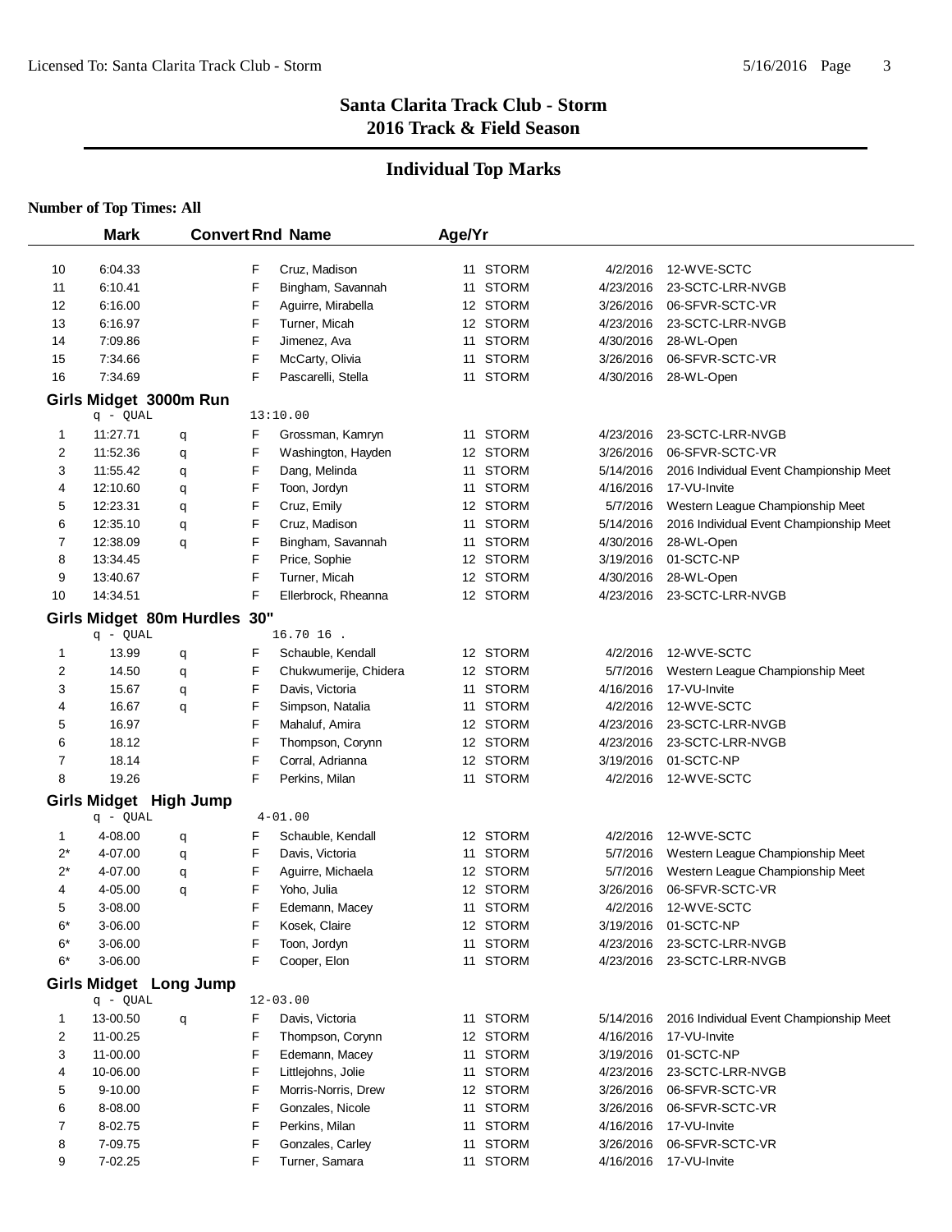# Santa Clarita Track Club - Storm
## 2016 Track & Field Season

## Individual Top Marks

**Number of Top Times: All**

| | Mark | Convert | Rnd | Name | Age/Yr | Team | Date | Meet |
|---|---|---|---|---|---|---|---|---|
| 10 | 6:04.33 | | F | Cruz, Madison | 11 | STORM | 4/2/2016 | 12-WVE-SCTC |
| 11 | 6:10.41 | | F | Bingham, Savannah | 11 | STORM | 4/23/2016 | 23-SCTC-LRR-NVGB |
| 12 | 6:16.00 | | F | Aguirre, Mirabella | 12 | STORM | 3/26/2016 | 06-SFVR-SCTC-VR |
| 13 | 6:16.97 | | F | Turner, Micah | 12 | STORM | 4/23/2016 | 23-SCTC-LRR-NVGB |
| 14 | 7:09.86 | | F | Jimenez, Ava | 11 | STORM | 4/30/2016 | 28-WL-Open |
| 15 | 7:34.66 | | F | McCarty, Olivia | 11 | STORM | 3/26/2016 | 06-SFVR-SCTC-VR |
| 16 | 7:34.69 | | F | Pascarelli, Stella | 11 | STORM | 4/30/2016 | 28-WL-Open |

### Girls Midget 3000m Run

q - QUAL 13:10.00

| | Mark | Convert | Rnd | Name | Age/Yr | Team | Date | Meet |
|---|---|---|---|---|---|---|---|---|
| 1 | 11:27.71 | q | F | Grossman, Kamryn | 11 | STORM | 4/23/2016 | 23-SCTC-LRR-NVGB |
| 2 | 11:52.36 | q | F | Washington, Hayden | 12 | STORM | 3/26/2016 | 06-SFVR-SCTC-VR |
| 3 | 11:55.42 | q | F | Dang, Melinda | 11 | STORM | 5/14/2016 | 2016 Individual Event Championship Meet |
| 4 | 12:10.60 | q | F | Toon, Jordyn | 11 | STORM | 4/16/2016 | 17-VU-Invite |
| 5 | 12:23.31 | q | F | Cruz, Emily | 12 | STORM | 5/7/2016 | Western League Championship Meet |
| 6 | 12:35.10 | q | F | Cruz, Madison | 11 | STORM | 5/14/2016 | 2016 Individual Event Championship Meet |
| 7 | 12:38.09 | q | F | Bingham, Savannah | 11 | STORM | 4/30/2016 | 28-WL-Open |
| 8 | 13:34.45 | | F | Price, Sophie | 12 | STORM | 3/19/2016 | 01-SCTC-NP |
| 9 | 13:40.67 | | F | Turner, Micah | 12 | STORM | 4/30/2016 | 28-WL-Open |
| 10 | 14:34.51 | | F | Ellerbrock, Rheanna | 12 | STORM | 4/23/2016 | 23-SCTC-LRR-NVGB |

### Girls Midget 80m Hurdles 30"

q - QUAL 16.70 16 .

| | Mark | Convert | Rnd | Name | Age/Yr | Team | Date | Meet |
|---|---|---|---|---|---|---|---|---|
| 1 | 13.99 | q | F | Schauble, Kendall | 12 | STORM | 4/2/2016 | 12-WVE-SCTC |
| 2 | 14.50 | q | F | Chukwumerije, Chidera | 12 | STORM | 5/7/2016 | Western League Championship Meet |
| 3 | 15.67 | q | F | Davis, Victoria | 11 | STORM | 4/16/2016 | 17-VU-Invite |
| 4 | 16.67 | q | F | Simpson, Natalia | 11 | STORM | 4/2/2016 | 12-WVE-SCTC |
| 5 | 16.97 | | F | Mahaluf, Amira | 12 | STORM | 4/23/2016 | 23-SCTC-LRR-NVGB |
| 6 | 18.12 | | F | Thompson, Corynn | 12 | STORM | 4/23/2016 | 23-SCTC-LRR-NVGB |
| 7 | 18.14 | | F | Corral, Adrianna | 12 | STORM | 3/19/2016 | 01-SCTC-NP |
| 8 | 19.26 | | F | Perkins, Milan | 11 | STORM | 4/2/2016 | 12-WVE-SCTC |

### Girls Midget High Jump

q - QUAL 4-01.00

| | Mark | Convert | Rnd | Name | Age/Yr | Team | Date | Meet |
|---|---|---|---|---|---|---|---|---|
| 1 | 4-08.00 | q | F | Schauble, Kendall | 12 | STORM | 4/2/2016 | 12-WVE-SCTC |
| 2* | 4-07.00 | q | F | Davis, Victoria | 11 | STORM | 5/7/2016 | Western League Championship Meet |
| 2* | 4-07.00 | q | F | Aguirre, Michaela | 12 | STORM | 5/7/2016 | Western League Championship Meet |
| 4 | 4-05.00 | q | F | Yoho, Julia | 12 | STORM | 3/26/2016 | 06-SFVR-SCTC-VR |
| 5 | 3-08.00 | | F | Edemann, Macey | 11 | STORM | 4/2/2016 | 12-WVE-SCTC |
| 6* | 3-06.00 | | F | Kosek, Claire | 12 | STORM | 3/19/2016 | 01-SCTC-NP |
| 6* | 3-06.00 | | F | Toon, Jordyn | 11 | STORM | 4/23/2016 | 23-SCTC-LRR-NVGB |
| 6* | 3-06.00 | | F | Cooper, Elon | 11 | STORM | 4/23/2016 | 23-SCTC-LRR-NVGB |

### Girls Midget Long Jump

q - QUAL 12-03.00

| | Mark | Convert | Rnd | Name | Age/Yr | Team | Date | Meet |
|---|---|---|---|---|---|---|---|---|
| 1 | 13-00.50 | q | F | Davis, Victoria | 11 | STORM | 5/14/2016 | 2016 Individual Event Championship Meet |
| 2 | 11-00.25 | | F | Thompson, Corynn | 12 | STORM | 4/16/2016 | 17-VU-Invite |
| 3 | 11-00.00 | | F | Edemann, Macey | 11 | STORM | 3/19/2016 | 01-SCTC-NP |
| 4 | 10-06.00 | | F | Littlejohns, Jolie | 11 | STORM | 4/23/2016 | 23-SCTC-LRR-NVGB |
| 5 | 9-10.00 | | F | Morris-Norris, Drew | 12 | STORM | 3/26/2016 | 06-SFVR-SCTC-VR |
| 6 | 8-08.00 | | F | Gonzales, Nicole | 11 | STORM | 3/26/2016 | 06-SFVR-SCTC-VR |
| 7 | 8-02.75 | | F | Perkins, Milan | 11 | STORM | 4/16/2016 | 17-VU-Invite |
| 8 | 7-09.75 | | F | Gonzales, Carley | 11 | STORM | 3/26/2016 | 06-SFVR-SCTC-VR |
| 9 | 7-02.25 | | F | Turner, Samara | 11 | STORM | 4/16/2016 | 17-VU-Invite |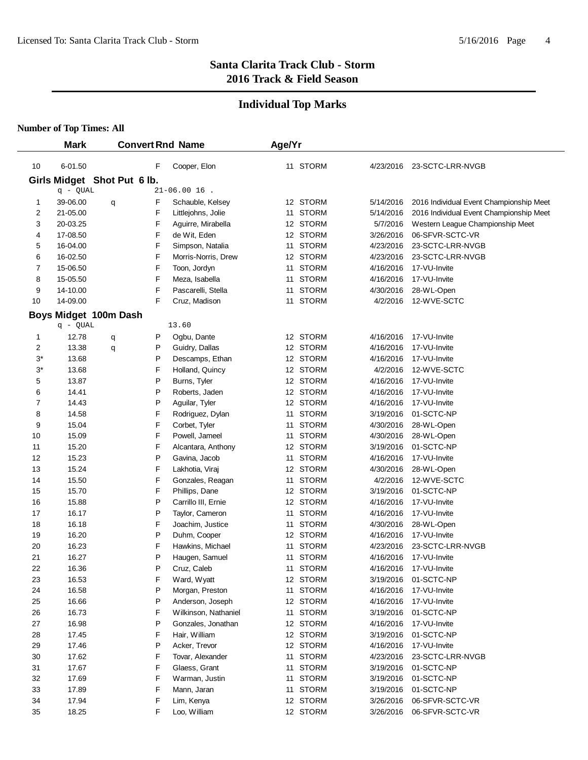# Santa Clarita Track Club - Storm
## 2016 Track & Field Season

## Individual Top Marks

**Number of Top Times: All**

| | Mark | Convert | Rnd | Name | Age/Yr | | Date | Meet |
|---|---|---|---|---|---|---|---|---|
| 10 | 6-01.50 | | F | Cooper, Elon | 11 | STORM | 4/23/2016 | 23-SCTC-LRR-NVGB |

### Girls Midget Shot Put 6 lb.

q - QUAL 21-06.00 16 .

| | Mark | Convert | Rnd | Name | Age/Yr | | Date | Meet |
|---|---|---|---|---|---|---|---|---|
| 1 | 39-06.00 | q | F | Schauble, Kelsey | 12 | STORM | 5/14/2016 | 2016 Individual Event Championship Meet |
| 2 | 21-05.00 | | F | Littlejohns, Jolie | 11 | STORM | 5/14/2016 | 2016 Individual Event Championship Meet |
| 3 | 20-03.25 | | F | Aguirre, Mirabella | 12 | STORM | 5/7/2016 | Western League Championship Meet |
| 4 | 17-08.50 | | F | de Wit, Eden | 12 | STORM | 3/26/2016 | 06-SFVR-SCTC-VR |
| 5 | 16-04.00 | | F | Simpson, Natalia | 11 | STORM | 4/23/2016 | 23-SCTC-LRR-NVGB |
| 6 | 16-02.50 | | F | Morris-Norris, Drew | 12 | STORM | 4/23/2016 | 23-SCTC-LRR-NVGB |
| 7 | 15-06.50 | | F | Toon, Jordyn | 11 | STORM | 4/16/2016 | 17-VU-Invite |
| 8 | 15-05.50 | | F | Meza, Isabella | 11 | STORM | 4/16/2016 | 17-VU-Invite |
| 9 | 14-10.00 | | F | Pascarelli, Stella | 11 | STORM | 4/30/2016 | 28-WL-Open |
| 10 | 14-09.00 | | F | Cruz, Madison | 11 | STORM | 4/2/2016 | 12-WVE-SCTC |

### Boys Midget 100m Dash

q - QUAL 13.60

| | Mark | Convert | Rnd | Name | Age/Yr | | Date | Meet |
|---|---|---|---|---|---|---|---|---|
| 1 | 12.78 | q | P | Ogbu, Dante | 12 | STORM | 4/16/2016 | 17-VU-Invite |
| 2 | 13.38 | q | P | Guidry, Dallas | 12 | STORM | 4/16/2016 | 17-VU-Invite |
| 3* | 13.68 | | P | Descamps, Ethan | 12 | STORM | 4/16/2016 | 17-VU-Invite |
| 3* | 13.68 | | F | Holland, Quincy | 12 | STORM | 4/2/2016 | 12-WVE-SCTC |
| 5 | 13.87 | | P | Burns, Tyler | 12 | STORM | 4/16/2016 | 17-VU-Invite |
| 6 | 14.41 | | P | Roberts, Jaden | 12 | STORM | 4/16/2016 | 17-VU-Invite |
| 7 | 14.43 | | P | Aguilar, Tyler | 12 | STORM | 4/16/2016 | 17-VU-Invite |
| 8 | 14.58 | | F | Rodriguez, Dylan | 11 | STORM | 3/19/2016 | 01-SCTC-NP |
| 9 | 15.04 | | F | Corbet, Tyler | 11 | STORM | 4/30/2016 | 28-WL-Open |
| 10 | 15.09 | | F | Powell, Jameel | 11 | STORM | 4/30/2016 | 28-WL-Open |
| 11 | 15.20 | | F | Alcantara, Anthony | 12 | STORM | 3/19/2016 | 01-SCTC-NP |
| 12 | 15.23 | | P | Gavina, Jacob | 11 | STORM | 4/16/2016 | 17-VU-Invite |
| 13 | 15.24 | | F | Lakhotia, Viraj | 12 | STORM | 4/30/2016 | 28-WL-Open |
| 14 | 15.50 | | F | Gonzales, Reagan | 11 | STORM | 4/2/2016 | 12-WVE-SCTC |
| 15 | 15.70 | | F | Phillips, Dane | 12 | STORM | 3/19/2016 | 01-SCTC-NP |
| 16 | 15.88 | | P | Carrillo III, Ernie | 12 | STORM | 4/16/2016 | 17-VU-Invite |
| 17 | 16.17 | | P | Taylor, Cameron | 11 | STORM | 4/16/2016 | 17-VU-Invite |
| 18 | 16.18 | | F | Joachim, Justice | 11 | STORM | 4/30/2016 | 28-WL-Open |
| 19 | 16.20 | | P | Duhm, Cooper | 12 | STORM | 4/16/2016 | 17-VU-Invite |
| 20 | 16.23 | | F | Hawkins, Michael | 11 | STORM | 4/23/2016 | 23-SCTC-LRR-NVGB |
| 21 | 16.27 | | P | Haugen, Samuel | 11 | STORM | 4/16/2016 | 17-VU-Invite |
| 22 | 16.36 | | P | Cruz, Caleb | 11 | STORM | 4/16/2016 | 17-VU-Invite |
| 23 | 16.53 | | F | Ward, Wyatt | 12 | STORM | 3/19/2016 | 01-SCTC-NP |
| 24 | 16.58 | | P | Morgan, Preston | 11 | STORM | 4/16/2016 | 17-VU-Invite |
| 25 | 16.66 | | P | Anderson, Joseph | 12 | STORM | 4/16/2016 | 17-VU-Invite |
| 26 | 16.73 | | F | Wilkinson, Nathaniel | 11 | STORM | 3/19/2016 | 01-SCTC-NP |
| 27 | 16.98 | | P | Gonzales, Jonathan | 12 | STORM | 4/16/2016 | 17-VU-Invite |
| 28 | 17.45 | | F | Hair, William | 12 | STORM | 3/19/2016 | 01-SCTC-NP |
| 29 | 17.46 | | P | Acker, Trevor | 12 | STORM | 4/16/2016 | 17-VU-Invite |
| 30 | 17.62 | | F | Tovar, Alexander | 11 | STORM | 4/23/2016 | 23-SCTC-LRR-NVGB |
| 31 | 17.67 | | F | Glaess, Grant | 11 | STORM | 3/19/2016 | 01-SCTC-NP |
| 32 | 17.69 | | F | Warman, Justin | 11 | STORM | 3/19/2016 | 01-SCTC-NP |
| 33 | 17.89 | | F | Mann, Jaran | 11 | STORM | 3/19/2016 | 01-SCTC-NP |
| 34 | 17.94 | | F | Lim, Kenya | 12 | STORM | 3/26/2016 | 06-SFVR-SCTC-VR |
| 35 | 18.25 | | F | Loo, William | 12 | STORM | 3/26/2016 | 06-SFVR-SCTC-VR |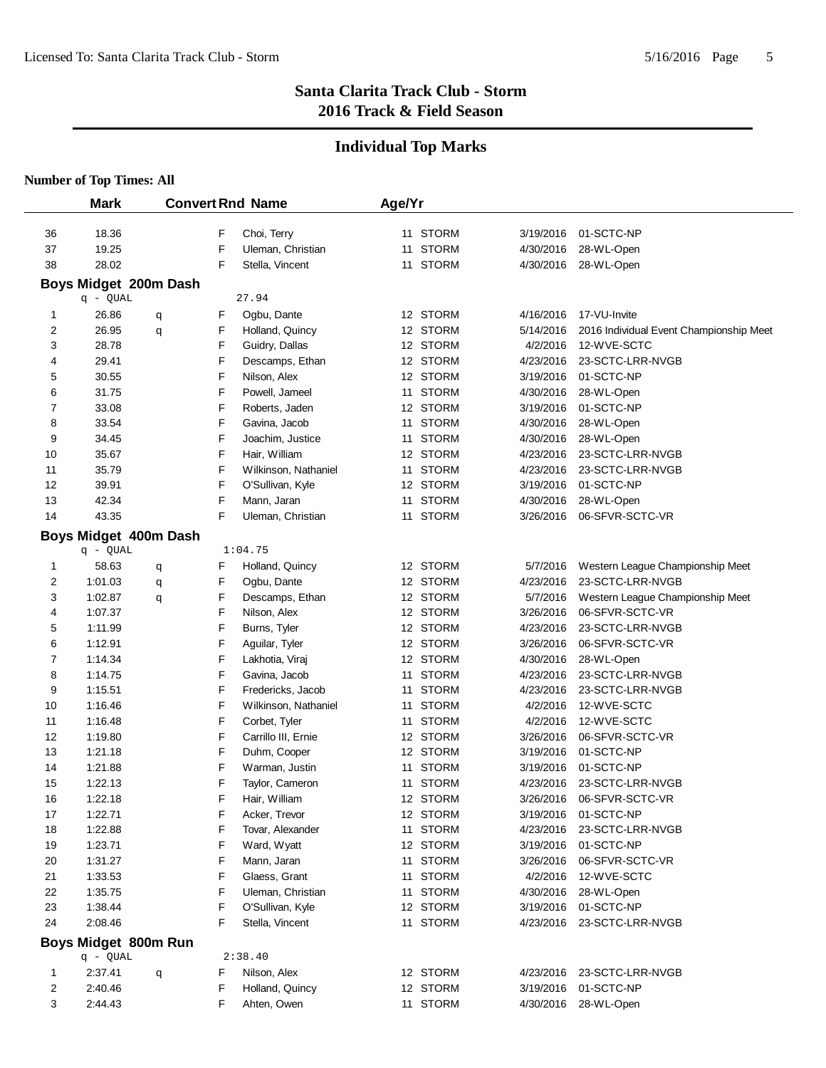# Santa Clarita Track Club - Storm
## 2016 Track & Field Season

## Individual Top Marks

**Number of Top Times: All**

| | Mark | Convert | Rnd | Name | Age/Yr | Team | Date | Meet |
|---|---|---|---|---|---|---|---|---|
| 36 | 18.36 | | F | Choi, Terry | 11 | STORM | 3/19/2016 | 01-SCTC-NP |
| 37 | 19.25 | | F | Uleman, Christian | 11 | STORM | 4/30/2016 | 28-WL-Open |
| 38 | 28.02 | | F | Stella, Vincent | 11 | STORM | 4/30/2016 | 28-WL-Open |

**Boys Midget 200m Dash**

q - QUAL 27.94

| | Mark | Convert | Rnd | Name | Age/Yr | Team | Date | Meet |
|---|---|---|---|---|---|---|---|---|
| 1 | 26.86 | q | F | Ogbu, Dante | 12 | STORM | 4/16/2016 | 17-VU-Invite |
| 2 | 26.95 | q | F | Holland, Quincy | 12 | STORM | 5/14/2016 | 2016 Individual Event Championship Meet |
| 3 | 28.78 | | F | Guidry, Dallas | 12 | STORM | 4/2/2016 | 12-WVE-SCTC |
| 4 | 29.41 | | F | Descamps, Ethan | 12 | STORM | 4/23/2016 | 23-SCTC-LRR-NVGB |
| 5 | 30.55 | | F | Nilson, Alex | 12 | STORM | 3/19/2016 | 01-SCTC-NP |
| 6 | 31.75 | | F | Powell, Jameel | 11 | STORM | 4/30/2016 | 28-WL-Open |
| 7 | 33.08 | | F | Roberts, Jaden | 12 | STORM | 3/19/2016 | 01-SCTC-NP |
| 8 | 33.54 | | F | Gavina, Jacob | 11 | STORM | 4/30/2016 | 28-WL-Open |
| 9 | 34.45 | | F | Joachim, Justice | 11 | STORM | 4/30/2016 | 28-WL-Open |
| 10 | 35.67 | | F | Hair, William | 12 | STORM | 4/23/2016 | 23-SCTC-LRR-NVGB |
| 11 | 35.79 | | F | Wilkinson, Nathaniel | 11 | STORM | 4/23/2016 | 23-SCTC-LRR-NVGB |
| 12 | 39.91 | | F | O'Sullivan, Kyle | 12 | STORM | 3/19/2016 | 01-SCTC-NP |
| 13 | 42.34 | | F | Mann, Jaran | 11 | STORM | 4/30/2016 | 28-WL-Open |
| 14 | 43.35 | | F | Uleman, Christian | 11 | STORM | 3/26/2016 | 06-SFVR-SCTC-VR |

**Boys Midget 400m Dash**

q - QUAL 1:04.75

| | Mark | Convert | Rnd | Name | Age/Yr | Team | Date | Meet |
|---|---|---|---|---|---|---|---|---|
| 1 | 58.63 | q | F | Holland, Quincy | 12 | STORM | 5/7/2016 | Western League Championship Meet |
| 2 | 1:01.03 | q | F | Ogbu, Dante | 12 | STORM | 4/23/2016 | 23-SCTC-LRR-NVGB |
| 3 | 1:02.87 | q | F | Descamps, Ethan | 12 | STORM | 5/7/2016 | Western League Championship Meet |
| 4 | 1:07.37 | | F | Nilson, Alex | 12 | STORM | 3/26/2016 | 06-SFVR-SCTC-VR |
| 5 | 1:11.99 | | F | Burns, Tyler | 12 | STORM | 4/23/2016 | 23-SCTC-LRR-NVGB |
| 6 | 1:12.91 | | F | Aguilar, Tyler | 12 | STORM | 3/26/2016 | 06-SFVR-SCTC-VR |
| 7 | 1:14.34 | | F | Lakhotia, Viraj | 12 | STORM | 4/30/2016 | 28-WL-Open |
| 8 | 1:14.75 | | F | Gavina, Jacob | 11 | STORM | 4/23/2016 | 23-SCTC-LRR-NVGB |
| 9 | 1:15.51 | | F | Fredericks, Jacob | 11 | STORM | 4/23/2016 | 23-SCTC-LRR-NVGB |
| 10 | 1:16.46 | | F | Wilkinson, Nathaniel | 11 | STORM | 4/2/2016 | 12-WVE-SCTC |
| 11 | 1:16.48 | | F | Corbet, Tyler | 11 | STORM | 4/2/2016 | 12-WVE-SCTC |
| 12 | 1:19.80 | | F | Carrillo III, Ernie | 12 | STORM | 3/26/2016 | 06-SFVR-SCTC-VR |
| 13 | 1:21.18 | | F | Duhm, Cooper | 12 | STORM | 3/19/2016 | 01-SCTC-NP |
| 14 | 1:21.88 | | F | Warman, Justin | 11 | STORM | 3/19/2016 | 01-SCTC-NP |
| 15 | 1:22.13 | | F | Taylor, Cameron | 11 | STORM | 4/23/2016 | 23-SCTC-LRR-NVGB |
| 16 | 1:22.18 | | F | Hair, William | 12 | STORM | 3/26/2016 | 06-SFVR-SCTC-VR |
| 17 | 1:22.71 | | F | Acker, Trevor | 12 | STORM | 3/19/2016 | 01-SCTC-NP |
| 18 | 1:22.88 | | F | Tovar, Alexander | 11 | STORM | 4/23/2016 | 23-SCTC-LRR-NVGB |
| 19 | 1:23.71 | | F | Ward, Wyatt | 12 | STORM | 3/19/2016 | 01-SCTC-NP |
| 20 | 1:31.27 | | F | Mann, Jaran | 11 | STORM | 3/26/2016 | 06-SFVR-SCTC-VR |
| 21 | 1:33.53 | | F | Glaess, Grant | 11 | STORM | 4/2/2016 | 12-WVE-SCTC |
| 22 | 1:35.75 | | F | Uleman, Christian | 11 | STORM | 4/30/2016 | 28-WL-Open |
| 23 | 1:38.44 | | F | O'Sullivan, Kyle | 12 | STORM | 3/19/2016 | 01-SCTC-NP |
| 24 | 2:08.46 | | F | Stella, Vincent | 11 | STORM | 4/23/2016 | 23-SCTC-LRR-NVGB |

**Boys Midget 800m Run**

q - QUAL 2:38.40

| | Mark | Convert | Rnd | Name | Age/Yr | Team | Date | Meet |
|---|---|---|---|---|---|---|---|---|
| 1 | 2:37.41 | q | F | Nilson, Alex | 12 | STORM | 4/23/2016 | 23-SCTC-LRR-NVGB |
| 2 | 2:40.46 | | F | Holland, Quincy | 12 | STORM | 3/19/2016 | 01-SCTC-NP |
| 3 | 2:44.43 | | F | Ahten, Owen | 11 | STORM | 4/30/2016 | 28-WL-Open |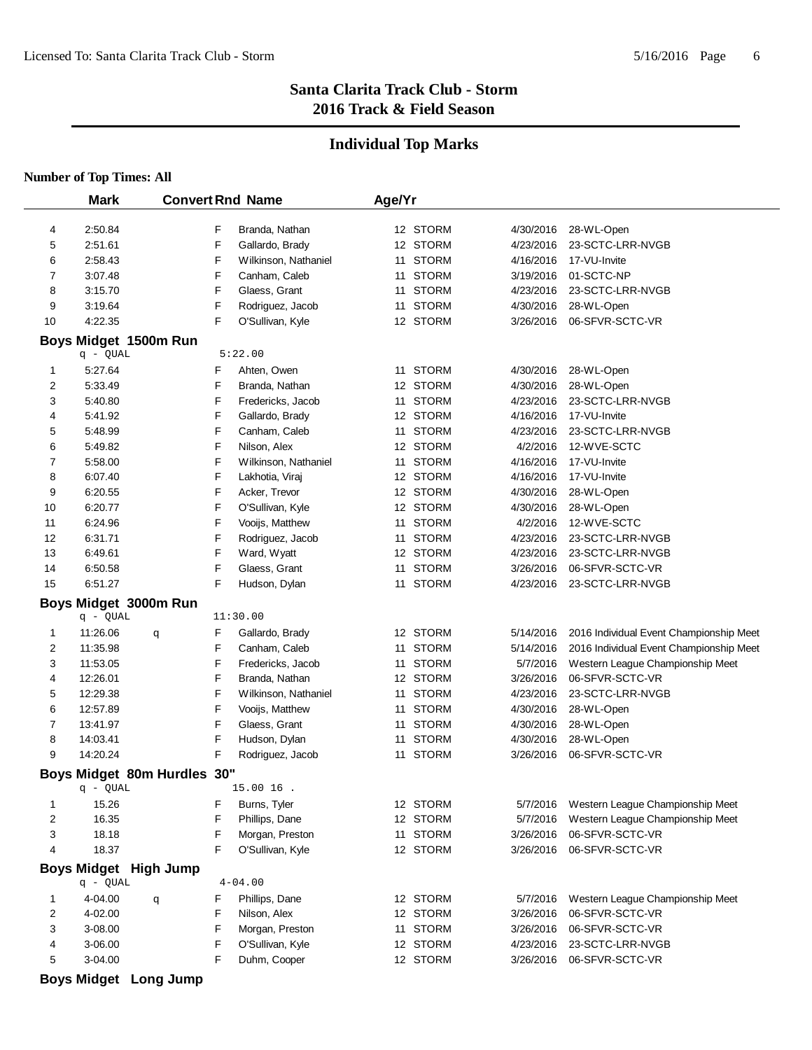## Santa Clarita Track Club - Storm
## 2016 Track & Field Season

### Individual Top Marks

**Number of Top Times: All**

| | Mark | Convert | Rnd | Name | Age/Yr | | Date | Meet |
|---|---|---|---|---|---|---|---|---|
| 4 | 2:50.84 | | F | Branda, Nathan | 12 | STORM | 4/30/2016 | 28-WL-Open |
| 5 | 2:51.61 | | F | Gallardo, Brady | 12 | STORM | 4/23/2016 | 23-SCTC-LRR-NVGB |
| 6 | 2:58.43 | | F | Wilkinson, Nathaniel | 11 | STORM | 4/16/2016 | 17-VU-Invite |
| 7 | 3:07.48 | | F | Canham, Caleb | 11 | STORM | 3/19/2016 | 01-SCTC-NP |
| 8 | 3:15.70 | | F | Glaess, Grant | 11 | STORM | 4/23/2016 | 23-SCTC-LRR-NVGB |
| 9 | 3:19.64 | | F | Rodriguez, Jacob | 11 | STORM | 4/30/2016 | 28-WL-Open |
| 10 | 4:22.35 | | F | O'Sullivan, Kyle | 12 | STORM | 3/26/2016 | 06-SFVR-SCTC-VR |

**Boys Midget 1500m Run**

q - QUAL 5:22.00

| | Mark | Convert | Rnd | Name | Age/Yr | | Date | Meet |
|---|---|---|---|---|---|---|---|---|
| 1 | 5:27.64 | | F | Ahten, Owen | 11 | STORM | 4/30/2016 | 28-WL-Open |
| 2 | 5:33.49 | | F | Branda, Nathan | 12 | STORM | 4/30/2016 | 28-WL-Open |
| 3 | 5:40.80 | | F | Fredericks, Jacob | 11 | STORM | 4/23/2016 | 23-SCTC-LRR-NVGB |
| 4 | 5:41.92 | | F | Gallardo, Brady | 12 | STORM | 4/16/2016 | 17-VU-Invite |
| 5 | 5:48.99 | | F | Canham, Caleb | 11 | STORM | 4/23/2016 | 23-SCTC-LRR-NVGB |
| 6 | 5:49.82 | | F | Nilson, Alex | 12 | STORM | 4/2/2016 | 12-WVE-SCTC |
| 7 | 5:58.00 | | F | Wilkinson, Nathaniel | 11 | STORM | 4/16/2016 | 17-VU-Invite |
| 8 | 6:07.40 | | F | Lakhotia, Viraj | 12 | STORM | 4/16/2016 | 17-VU-Invite |
| 9 | 6:20.55 | | F | Acker, Trevor | 12 | STORM | 4/30/2016 | 28-WL-Open |
| 10 | 6:20.77 | | F | O'Sullivan, Kyle | 12 | STORM | 4/30/2016 | 28-WL-Open |
| 11 | 6:24.96 | | F | Vooijs, Matthew | 11 | STORM | 4/2/2016 | 12-WVE-SCTC |
| 12 | 6:31.71 | | F | Rodriguez, Jacob | 11 | STORM | 4/23/2016 | 23-SCTC-LRR-NVGB |
| 13 | 6:49.61 | | F | Ward, Wyatt | 12 | STORM | 4/23/2016 | 23-SCTC-LRR-NVGB |
| 14 | 6:50.58 | | F | Glaess, Grant | 11 | STORM | 3/26/2016 | 06-SFVR-SCTC-VR |
| 15 | 6:51.27 | | F | Hudson, Dylan | 11 | STORM | 4/23/2016 | 23-SCTC-LRR-NVGB |

**Boys Midget 3000m Run**

q - QUAL 11:30.00

| | Mark | Convert | Rnd | Name | Age/Yr | | Date | Meet |
|---|---|---|---|---|---|---|---|---|
| 1 | 11:26.06 | q | F | Gallardo, Brady | 12 | STORM | 5/14/2016 | 2016 Individual Event Championship Meet |
| 2 | 11:35.98 | | F | Canham, Caleb | 11 | STORM | 5/14/2016 | 2016 Individual Event Championship Meet |
| 3 | 11:53.05 | | F | Fredericks, Jacob | 11 | STORM | 5/7/2016 | Western League Championship Meet |
| 4 | 12:26.01 | | F | Branda, Nathan | 12 | STORM | 3/26/2016 | 06-SFVR-SCTC-VR |
| 5 | 12:29.38 | | F | Wilkinson, Nathaniel | 11 | STORM | 4/23/2016 | 23-SCTC-LRR-NVGB |
| 6 | 12:57.89 | | F | Vooijs, Matthew | 11 | STORM | 4/30/2016 | 28-WL-Open |
| 7 | 13:41.97 | | F | Glaess, Grant | 11 | STORM | 4/30/2016 | 28-WL-Open |
| 8 | 14:03.41 | | F | Hudson, Dylan | 11 | STORM | 4/30/2016 | 28-WL-Open |
| 9 | 14:20.24 | | F | Rodriguez, Jacob | 11 | STORM | 3/26/2016 | 06-SFVR-SCTC-VR |

**Boys Midget 80m Hurdles 30"**

q - QUAL 15.00 16 .

| | Mark | Convert | Rnd | Name | Age/Yr | | Date | Meet |
|---|---|---|---|---|---|---|---|---|
| 1 | 15.26 | | F | Burns, Tyler | 12 | STORM | 5/7/2016 | Western League Championship Meet |
| 2 | 16.35 | | F | Phillips, Dane | 12 | STORM | 5/7/2016 | Western League Championship Meet |
| 3 | 18.18 | | F | Morgan, Preston | 11 | STORM | 3/26/2016 | 06-SFVR-SCTC-VR |
| 4 | 18.37 | | F | O'Sullivan, Kyle | 12 | STORM | 3/26/2016 | 06-SFVR-SCTC-VR |

**Boys Midget High Jump**

q - QUAL 4-04.00

| | Mark | Convert | Rnd | Name | Age/Yr | | Date | Meet |
|---|---|---|---|---|---|---|---|---|
| 1 | 4-04.00 | q | F | Phillips, Dane | 12 | STORM | 5/7/2016 | Western League Championship Meet |
| 2 | 4-02.00 | | F | Nilson, Alex | 12 | STORM | 3/26/2016 | 06-SFVR-SCTC-VR |
| 3 | 3-08.00 | | F | Morgan, Preston | 11 | STORM | 3/26/2016 | 06-SFVR-SCTC-VR |
| 4 | 3-06.00 | | F | O'Sullivan, Kyle | 12 | STORM | 4/23/2016 | 23-SCTC-LRR-NVGB |
| 5 | 3-04.00 | | F | Duhm, Cooper | 12 | STORM | 3/26/2016 | 06-SFVR-SCTC-VR |

**Boys Midget Long Jump**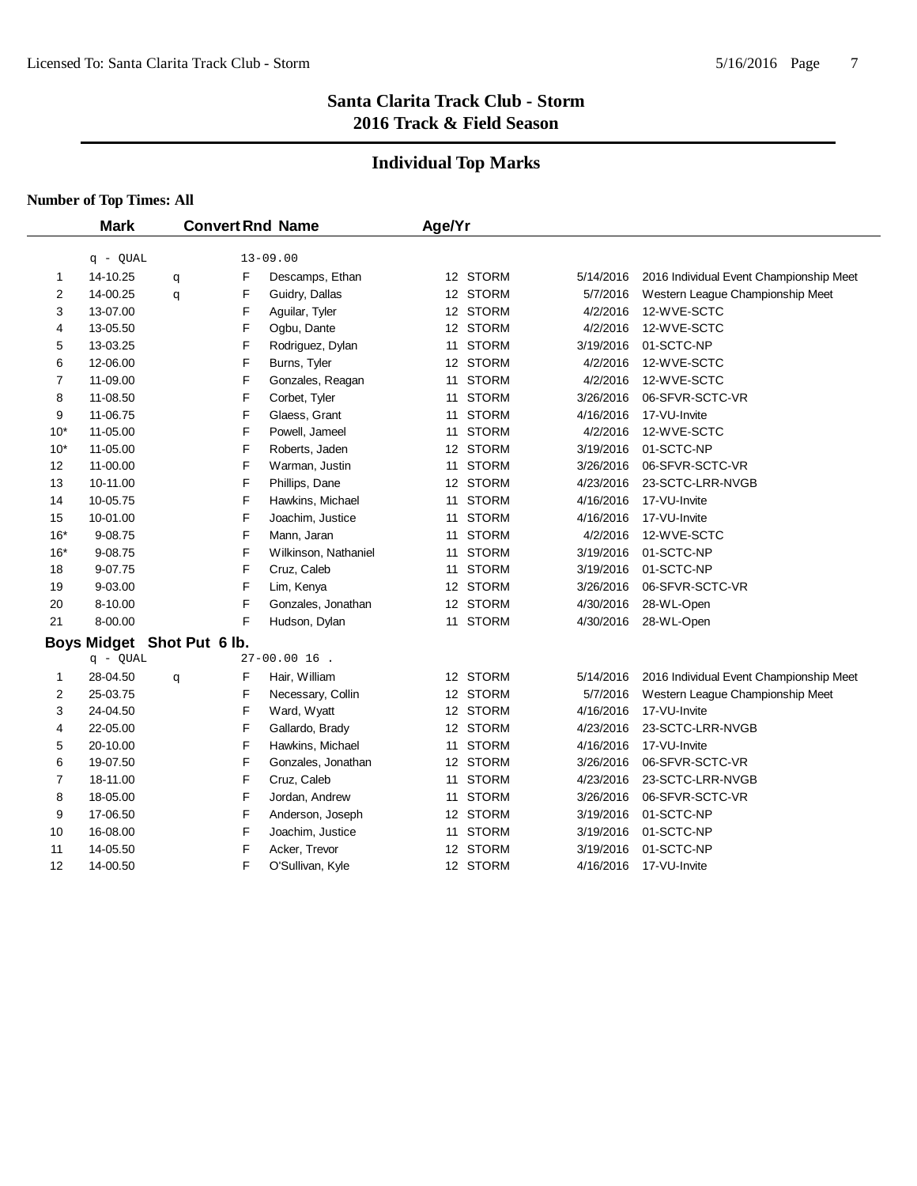# Santa Clarita Track Club - Storm
## 2016 Track & Field Season

## Individual Top Marks

**Number of Top Times: All**

| | Mark | Convert | Rnd | Name | Age/Yr | | | |
|---|---|---|---|---|---|---|---|---|
| | q - QUAL | | 13-09.00 | | | | | |
| 1 | 14-10.25 | q | F | Descamps, Ethan | 12 | STORM | 5/14/2016 | 2016 Individual Event Championship Meet |
| 2 | 14-00.25 | q | F | Guidry, Dallas | 12 | STORM | 5/7/2016 | Western League Championship Meet |
| 3 | 13-07.00 | | F | Aguilar, Tyler | 12 | STORM | 4/2/2016 | 12-WVE-SCTC |
| 4 | 13-05.50 | | F | Ogbu, Dante | 12 | STORM | 4/2/2016 | 12-WVE-SCTC |
| 5 | 13-03.25 | | F | Rodriguez, Dylan | 11 | STORM | 3/19/2016 | 01-SCTC-NP |
| 6 | 12-06.00 | | F | Burns, Tyler | 12 | STORM | 4/2/2016 | 12-WVE-SCTC |
| 7 | 11-09.00 | | F | Gonzales, Reagan | 11 | STORM | 4/2/2016 | 12-WVE-SCTC |
| 8 | 11-08.50 | | F | Corbet, Tyler | 11 | STORM | 3/26/2016 | 06-SFVR-SCTC-VR |
| 9 | 11-06.75 | | F | Glaess, Grant | 11 | STORM | 4/16/2016 | 17-VU-Invite |
| 10* | 11-05.00 | | F | Powell, Jameel | 11 | STORM | 4/2/2016 | 12-WVE-SCTC |
| 10* | 11-05.00 | | F | Roberts, Jaden | 12 | STORM | 3/19/2016 | 01-SCTC-NP |
| 12 | 11-00.00 | | F | Warman, Justin | 11 | STORM | 3/26/2016 | 06-SFVR-SCTC-VR |
| 13 | 10-11.00 | | F | Phillips, Dane | 12 | STORM | 4/23/2016 | 23-SCTC-LRR-NVGB |
| 14 | 10-05.75 | | F | Hawkins, Michael | 11 | STORM | 4/16/2016 | 17-VU-Invite |
| 15 | 10-01.00 | | F | Joachim, Justice | 11 | STORM | 4/16/2016 | 17-VU-Invite |
| 16* | 9-08.75 | | F | Mann, Jaran | 11 | STORM | 4/2/2016 | 12-WVE-SCTC |
| 16* | 9-08.75 | | F | Wilkinson, Nathaniel | 11 | STORM | 3/19/2016 | 01-SCTC-NP |
| 18 | 9-07.75 | | F | Cruz, Caleb | 11 | STORM | 3/19/2016 | 01-SCTC-NP |
| 19 | 9-03.00 | | F | Lim, Kenya | 12 | STORM | 3/26/2016 | 06-SFVR-SCTC-VR |
| 20 | 8-10.00 | | F | Gonzales, Jonathan | 12 | STORM | 4/30/2016 | 28-WL-Open |
| 21 | 8-00.00 | | F | Hudson, Dylan | 11 | STORM | 4/30/2016 | 28-WL-Open |

**Boys Midget Shot Put 6 lb.**

| | Mark | Convert | Rnd | Name | Age/Yr | | | |
|---|---|---|---|---|---|---|---|---|
| | q - QUAL | | 27-00.00 16 . | | | | | |
| 1 | 28-04.50 | q | F | Hair, William | 12 | STORM | 5/14/2016 | 2016 Individual Event Championship Meet |
| 2 | 25-03.75 | | F | Necessary, Collin | 12 | STORM | 5/7/2016 | Western League Championship Meet |
| 3 | 24-04.50 | | F | Ward, Wyatt | 12 | STORM | 4/16/2016 | 17-VU-Invite |
| 4 | 22-05.00 | | F | Gallardo, Brady | 12 | STORM | 4/23/2016 | 23-SCTC-LRR-NVGB |
| 5 | 20-10.00 | | F | Hawkins, Michael | 11 | STORM | 4/16/2016 | 17-VU-Invite |
| 6 | 19-07.50 | | F | Gonzales, Jonathan | 12 | STORM | 3/26/2016 | 06-SFVR-SCTC-VR |
| 7 | 18-11.00 | | F | Cruz, Caleb | 11 | STORM | 4/23/2016 | 23-SCTC-LRR-NVGB |
| 8 | 18-05.00 | | F | Jordan, Andrew | 11 | STORM | 3/26/2016 | 06-SFVR-SCTC-VR |
| 9 | 17-06.50 | | F | Anderson, Joseph | 12 | STORM | 3/19/2016 | 01-SCTC-NP |
| 10 | 16-08.00 | | F | Joachim, Justice | 11 | STORM | 3/19/2016 | 01-SCTC-NP |
| 11 | 14-05.50 | | F | Acker, Trevor | 12 | STORM | 3/19/2016 | 01-SCTC-NP |
| 12 | 14-00.50 | | F | O'Sullivan, Kyle | 12 | STORM | 4/16/2016 | 17-VU-Invite |